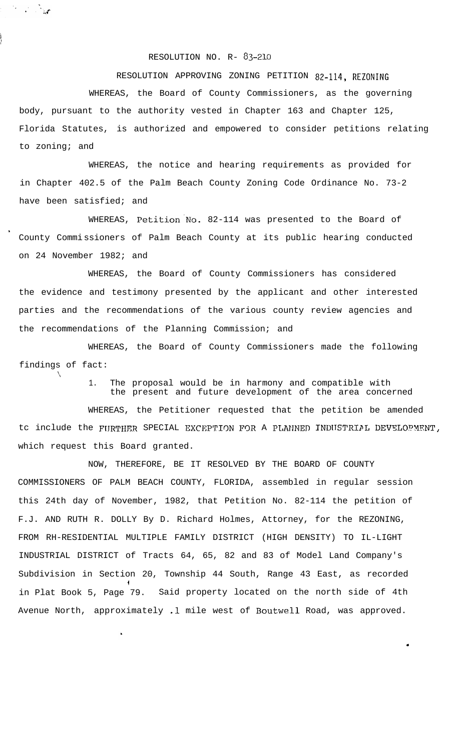RESOLUTION NO. R- 83-210

RESOLUTION APPROVING ZONING PETITION 82-114, REZONING

WHEREAS, the Board of County Commissioners, as the governing body, pursuant to the authority vested in Chapter 163 and Chapter 125, Florida Statutes, is authorized and empowered to consider petitions relating to zoning; and

WHEREAS, the notice and hearing requirements as provided for in Chapter 402.5 of the Palm Beach County Zoning Code Ordinance No. 73-2 have been satisfied; and

WHEREAS, Petition No. 82-114 was presented to the Board of County Commissioners of Palm Beach County at its public hearing conducted on 24 November 1982; and

WHEREAS, the Board of County Commissioners has considered the evidence and testimony presented by the applicant and other interested parties and the recommendations of the various county review agencies and the recommendations of the Planning Commission; and

WHEREAS, the Board of County Commissioners made the following findings of fact:

1. The proposal would be in harmony and compatible with the present and future development of the area concerned

WHEREAS, the Petitioner requested that the petition be amended tc include the FURTHER SPECIAL EXCEPTION FOR A PLANNED INDUSTRIAL DEVELOPMENT, which request this Board granted.

NOW, THEREFORE, BE IT RESOLVED BY THE BOARD OF COUNTY COMMISSIONERS OF PALM BEACH COUNTY, FLORIDA, assembled in regular session this 24th day of November, 1982, that Petition No. 82-114 the petition of F.J. AND RUTH R. DOLLY By D. Richard Holmes, Attorney, for the REZONING, FROM RH-RESIDENTIAL MULTIPLE FAMILY DISTRICT (HIGH DENSITY) TO IL-LIGHT INDUSTRIAL DISTRICT of Tracts 64, 65, 82 and 83 of Model Land Company's Subdivision in Section 20, Township 44 South, Range 43 East, as recorded in Plat Book 5, Page 79. Said property located on the north side of 4th Avenue North, approximately .1 mile west of Boutwell Road, was approved.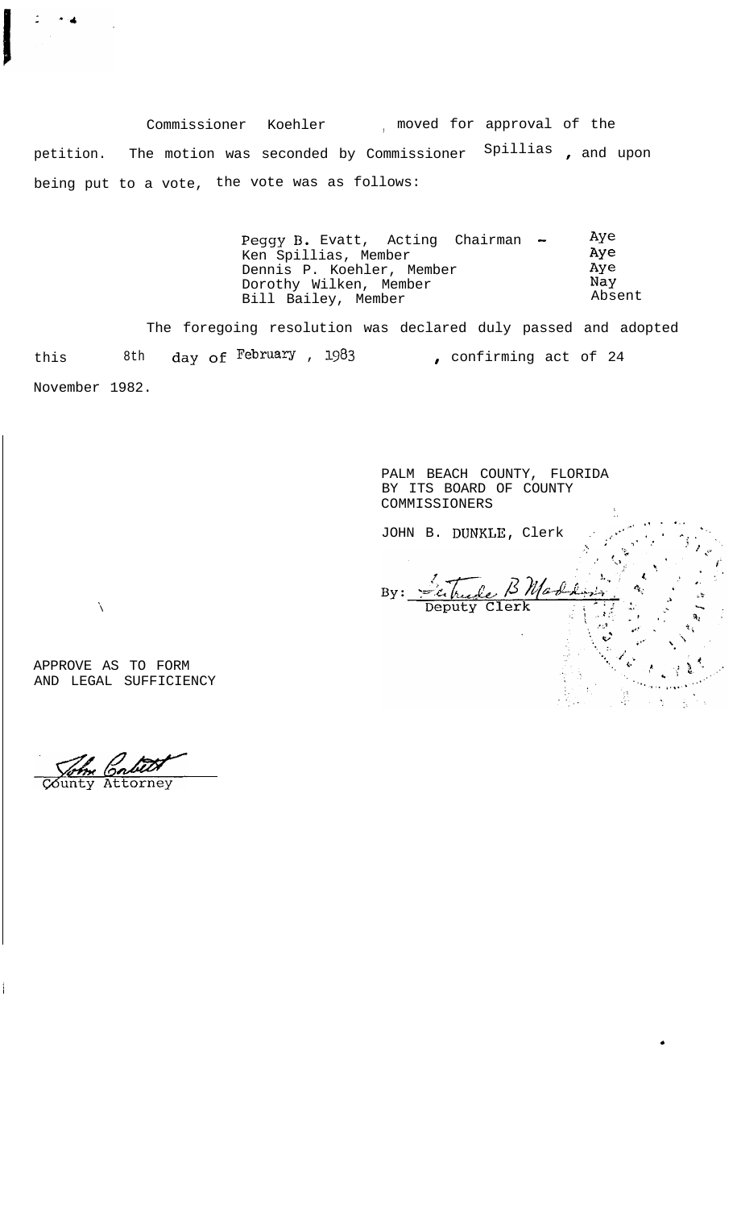Commissioner Koehler moved for approval of the petition. The motion was seconded by Commissioner Spillias, and upon being put to a vote, the vote was as follows:

| | |
|---|---|
| Peggy B. Evatt, Acting Chairman - | Aye |
| Ken Spillias, Member | Aye |
| Dennis P. Koehler, Member | Aye |
| Dorothy Wilken, Member | Nay |
| Bill Bailey, Member | Absent |

The foregoing resolution was declared duly passed and adopted this 8th day of February, 1983, confirming act of 24 November 1982.

PALM BEACH COUNTY, FLORIDA
BY ITS BOARD OF COUNTY COMMISSIONERS

JOHN B. DUNKLE, Clerk

By: Gertrude B Madison
Deputy Clerk

APPROVE AS TO FORM
AND LEGAL SUFFICIENCY

John Corbett
County Attorney